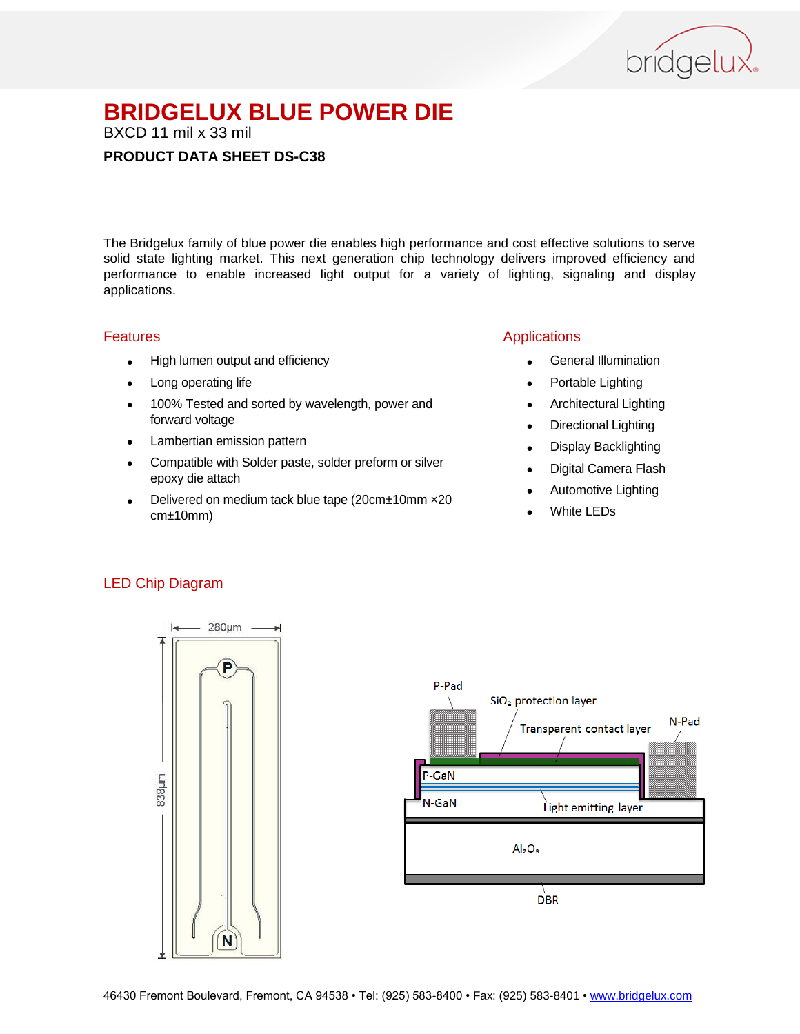# BRIDGELUX BLUE POWER DIE

BXCD 11 mil x 33 mil

**PRODUCT DATA SHEET DS-C38**

The Bridgelux family of blue power die enables high performance and cost effective solutions to serve solid state lighting market. This next generation chip technology delivers improved efficiency and performance to enable increased light output for a variety of lighting, signaling and display applications.

## Features

- High lumen output and efficiency
- Long operating life
- 100% Tested and sorted by wavelength, power and forward voltage
- Lambertian emission pattern
- Compatible with Solder paste, solder preform or silver epoxy die attach
- Delivered on medium tack blue tape (20cm±10mm ×20 cm±10mm)

## Applications

- General Illumination
- Portable Lighting
- Architectural Lighting
- Directional Lighting
- Display Backlighting
- Digital Camera Flash
- Automotive Lighting
- White LEDs

## LED Chip Diagram

280μm

838μm

P

N

P-Pad

$SiO_2$ protection layer

Transparent contact layer

N-Pad

P-GaN

N-GaN

Light emitting layer

$Al_2O_3$

DBR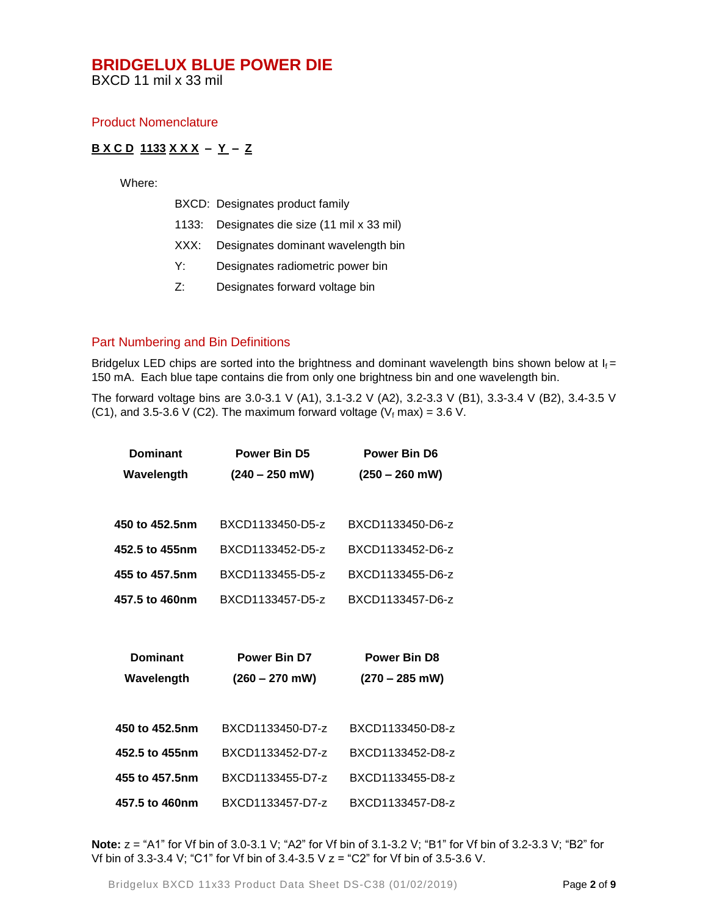# BRIDGELUX BLUE POWER DIE

BXCD 11 mil x 33 mil

## Product Nomenclature

**B X C D 1133 X X X – Y – Z**

Where:

BXCD: Designates product family

1133: Designates die size (11 mil x 33 mil)

XXX: Designates dominant wavelength bin

Y: Designates radiometric power bin

Z: Designates forward voltage bin

## Part Numbering and Bin Definitions

Bridgelux LED chips are sorted into the brightness and dominant wavelength bins shown below at $I_f$ = 150 mA. Each blue tape contains die from only one brightness bin and one wavelength bin.

The forward voltage bins are 3.0-3.1 V (A1), 3.1-3.2 V (A2), 3.2-3.3 V (B1), 3.3-3.4 V (B2), 3.4-3.5 V (C1), and 3.5-3.6 V (C2). The maximum forward voltage ($V_f$ max) = 3.6 V.

| Dominant Wavelength | Power Bin D5 (240 – 250 mW) | Power Bin D6 (250 – 260 mW) |
|---|---|---|
| **450 to 452.5nm** | BXCD1133450-D5-z | BXCD1133450-D6-z |
| **452.5 to 455nm** | BXCD1133452-D5-z | BXCD1133452-D6-z |
| **455 to 457.5nm** | BXCD1133455-D5-z | BXCD1133455-D6-z |
| **457.5 to 460nm** | BXCD1133457-D5-z | BXCD1133457-D6-z |

| Dominant Wavelength | Power Bin D7 (260 – 270 mW) | Power Bin D8 (270 – 285 mW) |
|---|---|---|
| **450 to 452.5nm** | BXCD1133450-D7-z | BXCD1133450-D8-z |
| **452.5 to 455nm** | BXCD1133452-D7-z | BXCD1133452-D8-z |
| **455 to 457.5nm** | BXCD1133455-D7-z | BXCD1133455-D8-z |
| **457.5 to 460nm** | BXCD1133457-D7-z | BXCD1133457-D8-z |

**Note:** z = "A1" for Vf bin of 3.0-3.1 V; "A2" for Vf bin of 3.1-3.2 V; "B1" for Vf bin of 3.2-3.3 V; "B2" for Vf bin of 3.3-3.4 V; "C1" for Vf bin of 3.4-3.5 V z = "C2" for Vf bin of 3.5-3.6 V.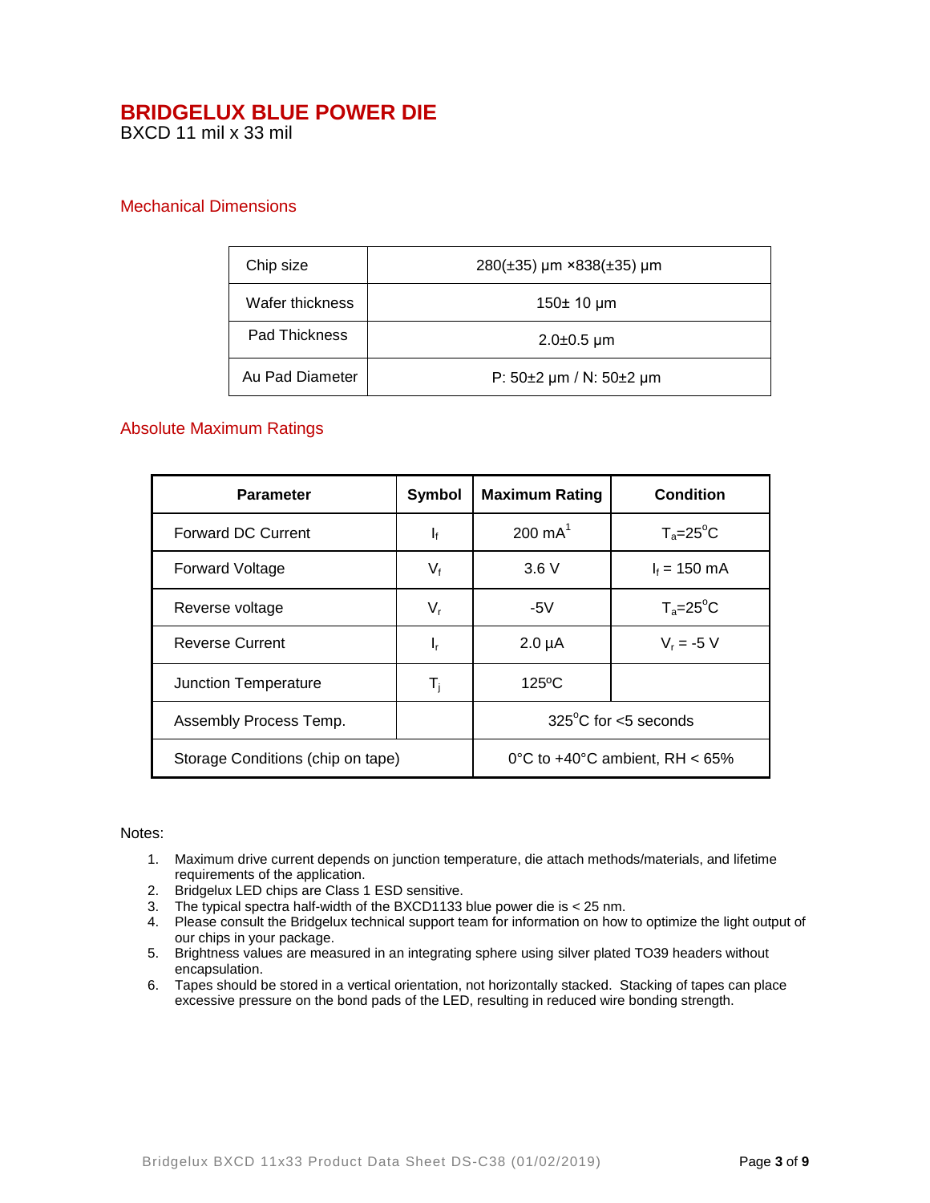# BRIDGELUX BLUE POWER DIE

BXCD 11 mil x 33 mil

## Mechanical Dimensions

| | |
|---|---|
| Chip size | 280(±35) μm ×838(±35) μm |
| Wafer thickness | 150± 10 μm |
| Pad Thickness | 2.0±0.5 μm |
| Au Pad Diameter | P: 50±2 μm / N: 50±2 μm |

## Absolute Maximum Ratings

| Parameter | Symbol | Maximum Rating | Condition |
|---|---|---|---|
| Forward DC Current | $I_f$ | 200 mA[1] | $T_a$=25°C |
| Forward Voltage | $V_f$ | 3.6 V | $I_f$ = 150 mA |
| Reverse voltage | $V_r$ | -5V | $T_a$=25°C |
| Reverse Current | $I_r$ | 2.0 μA | $V_r$ = -5 V |
| Junction Temperature | $T_j$ | 125ºC | |
| Assembly Process Temp. | | 325°C for <5 seconds | |
| Storage Conditions (chip on tape) | | 0°C to +40°C ambient, RH < 65% | |

Notes:

1. Maximum drive current depends on junction temperature, die attach methods/materials, and lifetime requirements of the application.
2. Bridgelux LED chips are Class 1 ESD sensitive.
3. The typical spectra half-width of the BXCD1133 blue power die is < 25 nm.
4. Please consult the Bridgelux technical support team for information on how to optimize the light output of our chips in your package.
5. Brightness values are measured in an integrating sphere using silver plated TO39 headers without encapsulation.
6. Tapes should be stored in a vertical orientation, not horizontally stacked. Stacking of tapes can place excessive pressure on the bond pads of the LED, resulting in reduced wire bonding strength.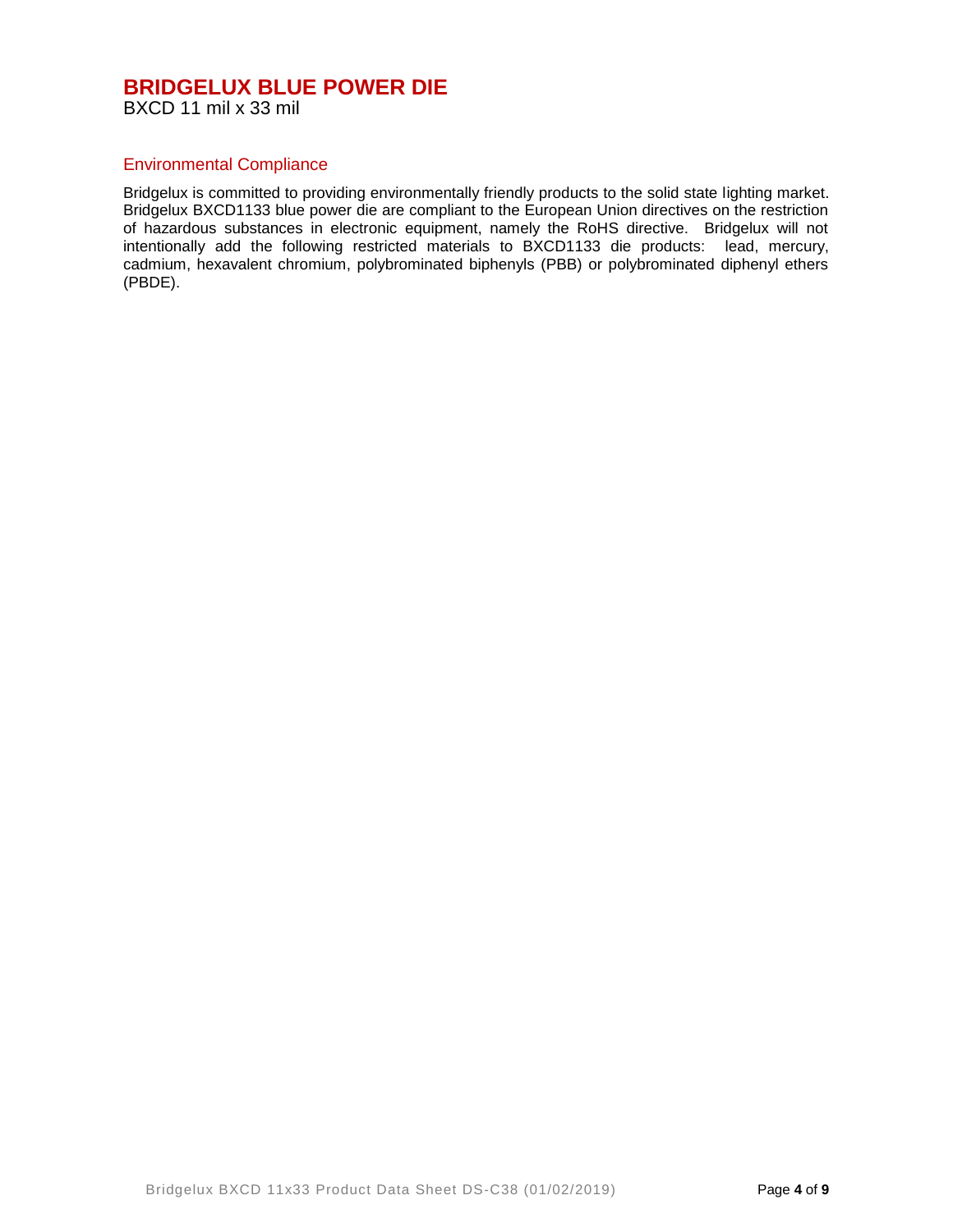## Environmental Compliance

Bridgelux is committed to providing environmentally friendly products to the solid state lighting market. Bridgelux BXCD1133 blue power die are compliant to the European Union directives on the restriction of hazardous substances in electronic equipment, namely the RoHS directive. Bridgelux will not intentionally add the following restricted materials to BXCD1133 die products: lead, mercury, cadmium, hexavalent chromium, polybrominated biphenyls (PBB) or polybrominated diphenyl ethers (PBDE).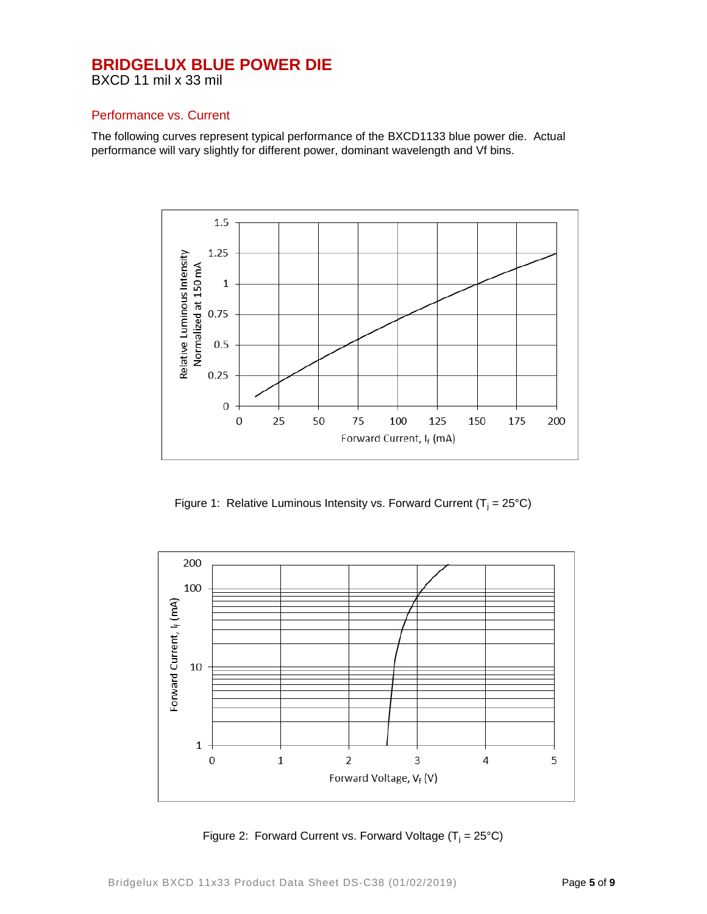# BRIDGELUX BLUE POWER DIE

BXCD 11 mil x 33 mil

## Performance vs. Current

The following curves represent typical performance of the BXCD1133 blue power die. Actual performance will vary slightly for different power, dominant wavelength and Vf bins.

Relative Luminous Intensity Normalized at 150 mA

1.5
1.25
1
0.75
0.5
0.25
0

0 25 50 75 100 125 150 175 200

Forward Current, $I_f$ (mA)

Figure 1: Relative Luminous Intensity vs. Forward Current ($T_j$ = 25°C)

Forward Current, $I_f$ (mA)

200
100
10
1

0 1 2 3 4 5

Forward Voltage, $V_f$ (V)

Figure 2: Forward Current vs. Forward Voltage ($T_j$ = 25°C)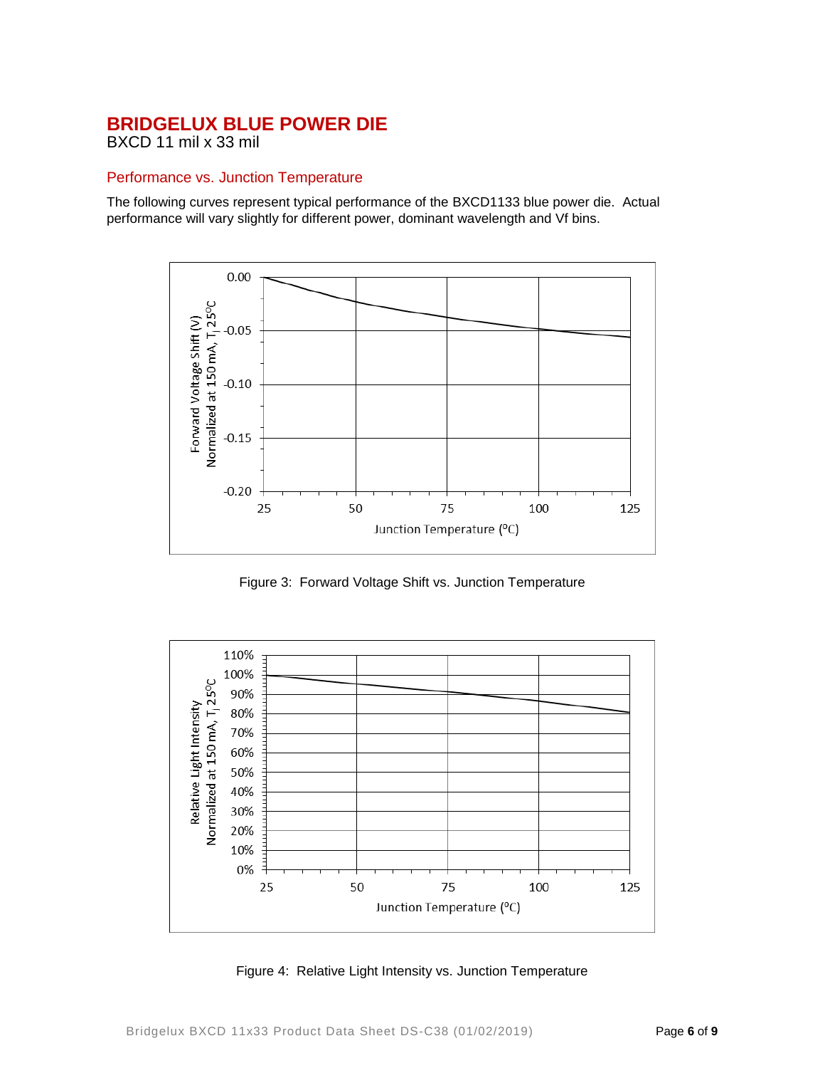# BRIDGELUX BLUE POWER DIE

BXCD 11 mil x 33 mil

## Performance vs. Junction Temperature

The following curves represent typical performance of the BXCD1133 blue power die. Actual performance will vary slightly for different power, dominant wavelength and Vf bins.

Forward Voltage Shift (V) Normalized at 150 mA, $T_j$ 25ºC

0.00
-0.05
-0.10
-0.15
-0.20

25
50
75
100
125

Junction Temperature (ºC)

Figure 3: Forward Voltage Shift vs. Junction Temperature

Relative Light Intensity Normalized at 150 mA, $T_j$ 25ºC

110%
100%
90%
80%
70%
60%
50%
40%
30%
20%
10%
0%

25
50
75
100
125

Junction Temperature (ºC)

Figure 4: Relative Light Intensity vs. Junction Temperature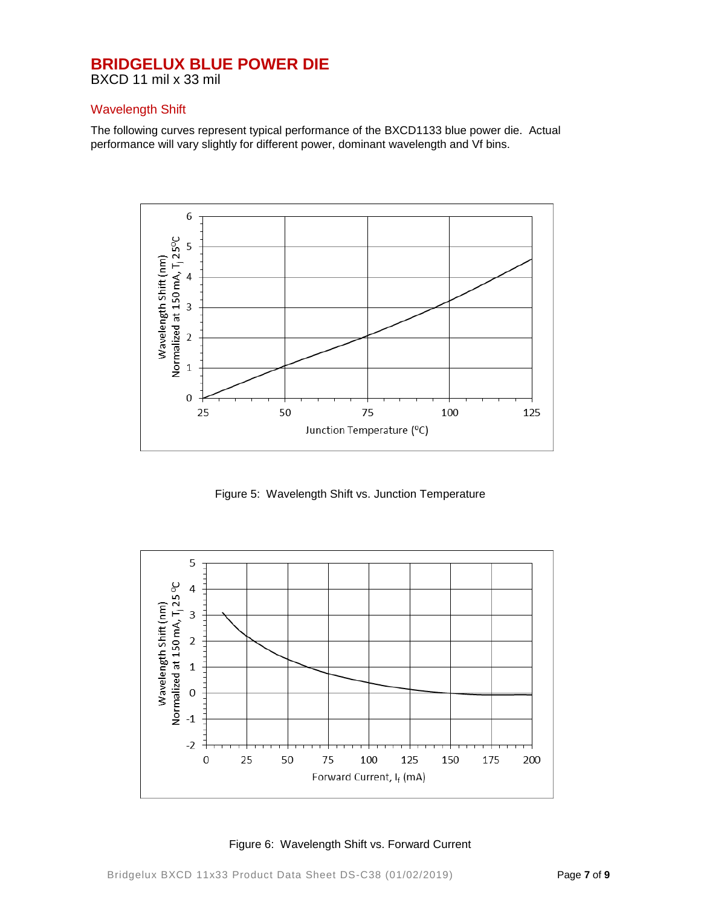# BRIDGELUX BLUE POWER DIE

BXCD 11 mil x 33 mil

## Wavelength Shift

The following curves represent typical performance of the BXCD1133 blue power die. Actual performance will vary slightly for different power, dominant wavelength and Vf bins.

Wavelength Shift (nm)
Normalized at 150 mA, $T_J$ 25°C

6
5
4
3
2
1
0

25
50
75
100
125

Junction Temperature (°C)

Figure 5: Wavelength Shift vs. Junction Temperature

Wavelength Shift (nm)
Normalized at 150 mA, $T_J$ 25 °C

5
4
3
2
1
0
-1
-2

0
25
50
75
100
125
150
175
200

Forward Current, $I_f$ (mA)

Figure 6: Wavelength Shift vs. Forward Current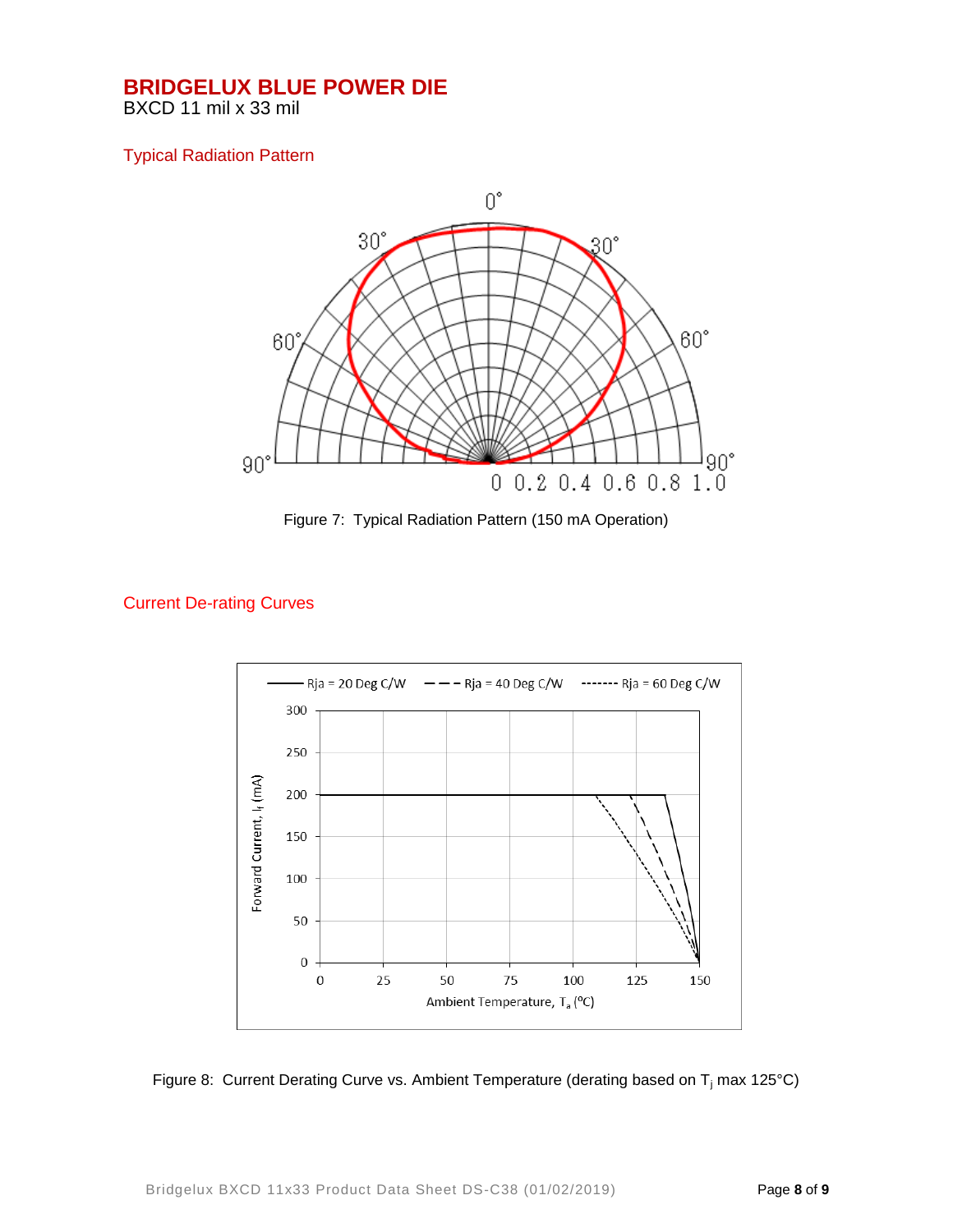# BRIDGELUX BLUE POWER DIE

BXCD 11 mil x 33 mil

## Typical Radiation Pattern

0°
30°
30°
60°
60°
90°
90°
0 0.2 0.4 0.6 0.8 1.0

Figure 7: Typical Radiation Pattern (150 mA Operation)

## Current De-rating Curves

Rja = 20 Deg C/W
Rja = 40 Deg C/W
Rja = 60 Deg C/W

Forward Current, $I_f$ (mA)
300
250
200
150
100
50
0

0
25
50
75
100
125
150
Ambient Temperature, $T_a$ (ºC)

Figure 8: Current Derating Curve vs. Ambient Temperature (derating based on $T_j$ max 125°C)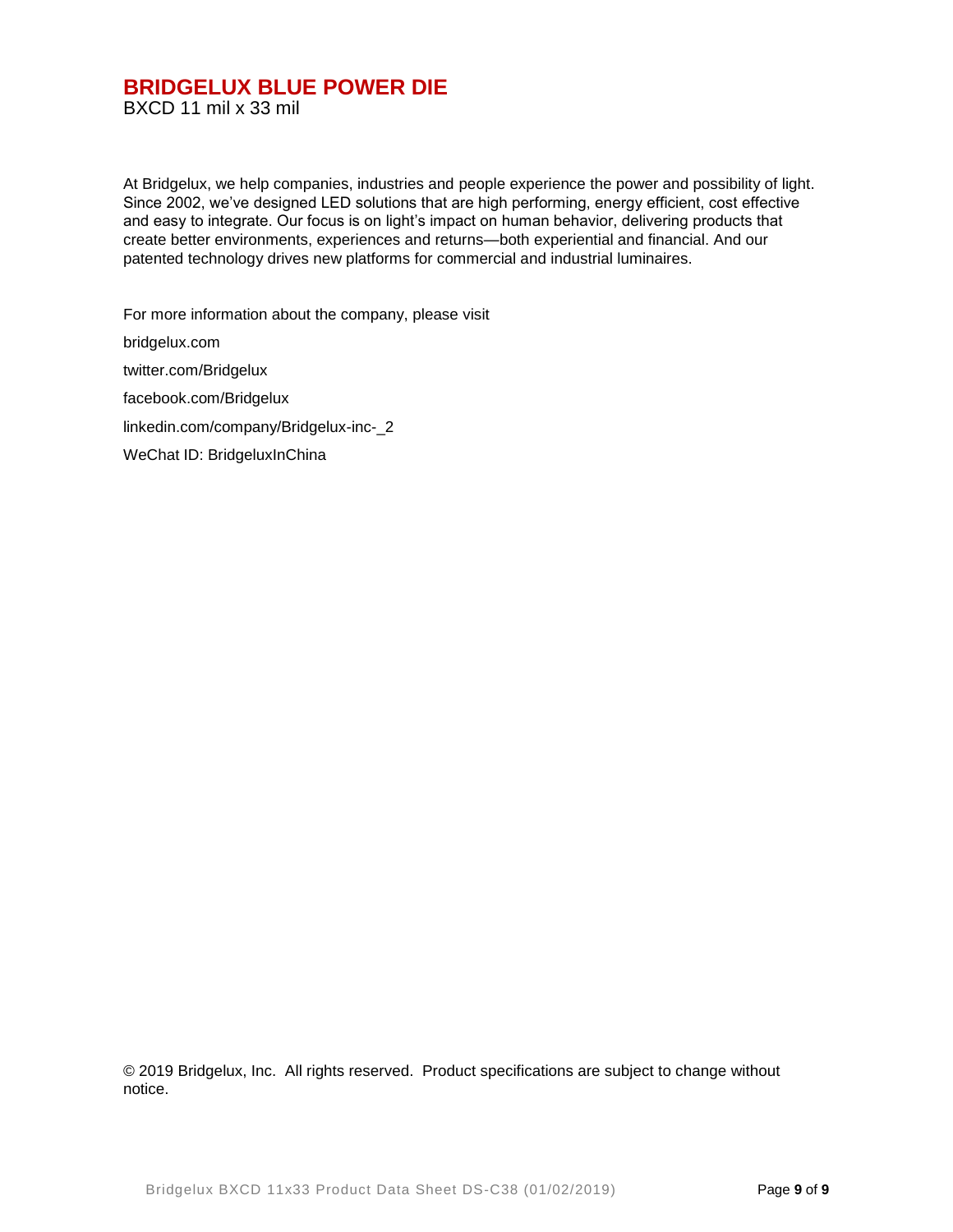# BRIDGELUX BLUE POWER DIE

BXCD 11 mil x 33 mil

At Bridgelux, we help companies, industries and people experience the power and possibility of light. Since 2002, we've designed LED solutions that are high performing, energy efficient, cost effective and easy to integrate. Our focus is on light's impact on human behavior, delivering products that create better environments, experiences and returns—both experiential and financial. And our patented technology drives new platforms for commercial and industrial luminaires.

For more information about the company, please visit

bridgelux.com

twitter.com/Bridgelux

facebook.com/Bridgelux

linkedin.com/company/Bridgelux-inc-_2

WeChat ID: BridgeluxInChina

© 2019 Bridgelux, Inc. All rights reserved. Product specifications are subject to change without notice.